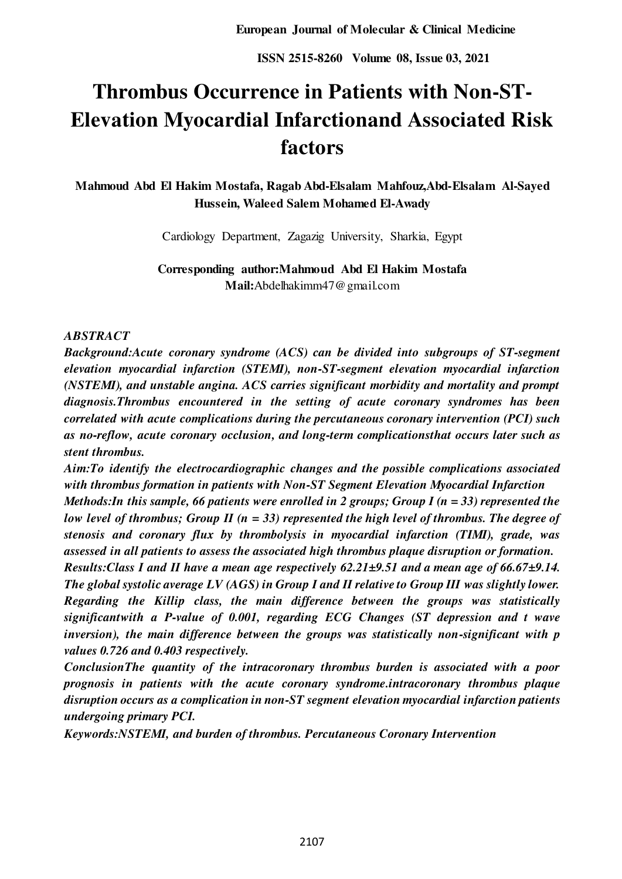# Thrombus Occurrence in Patients with Non-ST-Elevation Myocardial Infarctionand Associated Risk factors

**Mahmoud Abd El Hakim Mostafa, Ragab Abd-Elsalam Mahfouz,Abd-Elsalam Al-Sayed Hussein, Waleed Salem Mohamed El-Awady**

Cardiology Department, Zagazig University, Sharkia, Egypt

**Corresponding author:Mahmoud Abd El Hakim Mostafa**
**Mail:**Abdelhakimm47@gmail.com

***ABSTRACT***

***Background:Acute coronary syndrome (ACS) can be divided into subgroups of ST-segment elevation myocardial infarction (STEMI), non-ST-segment elevation myocardial infarction (NSTEMI), and unstable angina. ACS carries significant morbidity and mortality and prompt diagnosis.Thrombus encountered in the setting of acute coronary syndromes has been correlated with acute complications during the percutaneous coronary intervention (PCI) such as no-reflow, acute coronary occlusion, and long-term complicationsthat occurs later such as stent thrombus.***

***Aim:To identify the electrocardiographic changes and the possible complications associated with thrombus formation in patients with Non-ST Segment Elevation Myocardial Infarction***

***Methods:In this sample, 66 patients were enrolled in 2 groups; Group I (n = 33) represented the low level of thrombus; Group II (n = 33) represented the high level of thrombus. The degree of stenosis and coronary flux by thrombolysis in myocardial infarction (TIMI), grade, was assessed in all patients to assess the associated high thrombus plaque disruption or formation.***

***Results:Class I and II have a mean age respectively 62.21±9.51 and a mean age of 66.67±9.14. The global systolic average LV (AGS) in Group I and II relative to Group III was slightly lower. Regarding the Killip class, the main difference between the groups was statistically significantwith a P-value of 0.001, regarding ECG Changes (ST depression and t wave inversion), the main difference between the groups was statistically non-significant with p values 0.726 and 0.403 respectively.***

***ConclusionThe quantity of the intracoronary thrombus burden is associated with a poor prognosis in patients with the acute coronary syndrome.intracoronary thrombus plaque disruption occurs as a complication in non-ST segment elevation myocardial infarction patients undergoing primary PCI.***

***Keywords:NSTEMI, and burden of thrombus. Percutaneous Coronary Intervention***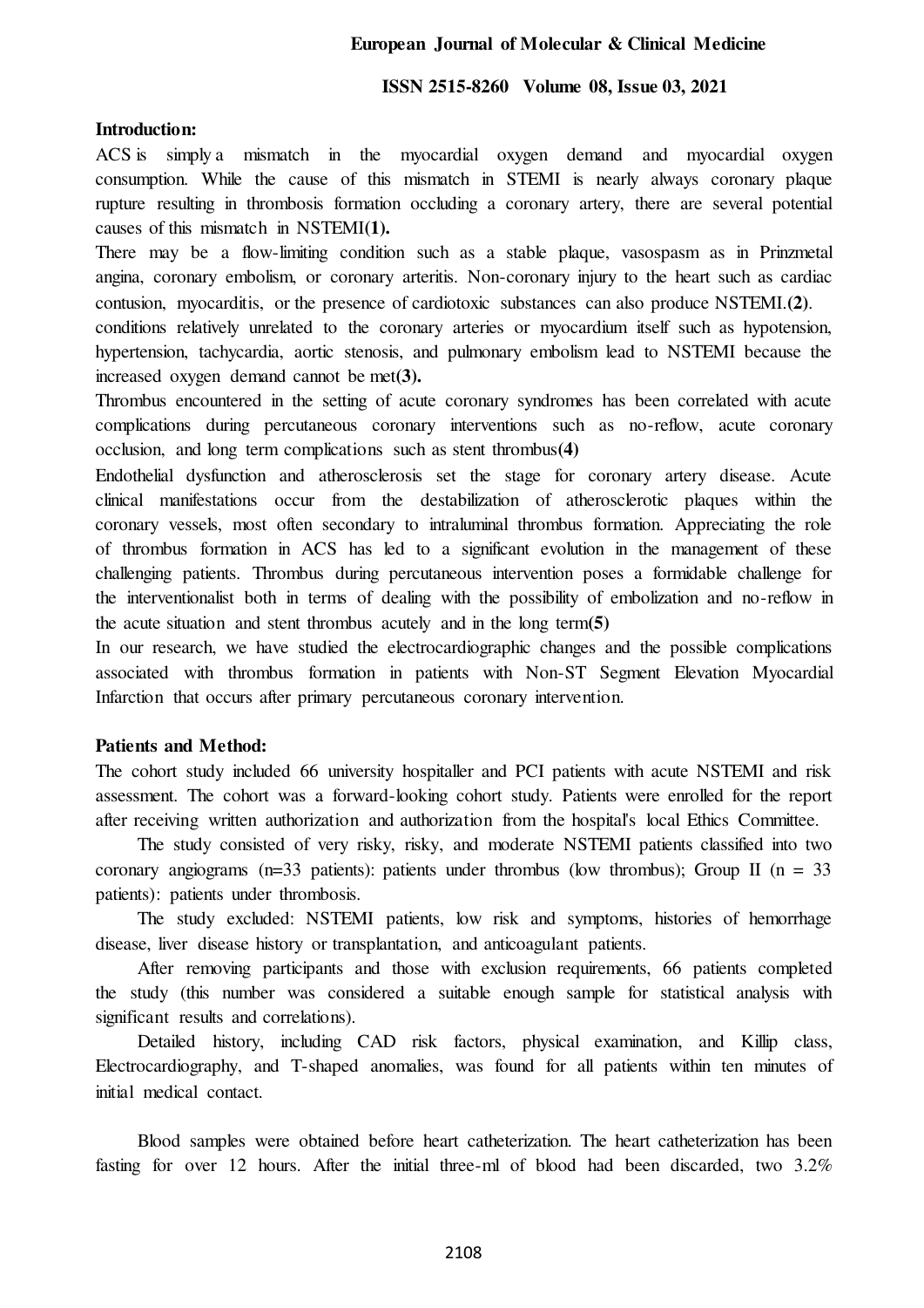**Introduction:**

ACS is simply a mismatch in the myocardial oxygen demand and myocardial oxygen consumption. While the cause of this mismatch in STEMI is nearly always coronary plaque rupture resulting in thrombosis formation occluding a coronary artery, there are several potential causes of this mismatch in NSTEMI**(1).**

There may be a flow-limiting condition such as a stable plaque, vasospasm as in Prinzmetal angina, coronary embolism, or coronary arteritis. Non-coronary injury to the heart such as cardiac contusion, myocarditis, or the presence of cardiotoxic substances can also produce NSTEMI.**(2)**.

conditions relatively unrelated to the coronary arteries or myocardium itself such as hypotension, hypertension, tachycardia, aortic stenosis, and pulmonary embolism lead to NSTEMI because the increased oxygen demand cannot be met**(3).**

Thrombus encountered in the setting of acute coronary syndromes has been correlated with acute complications during percutaneous coronary interventions such as no-reflow, acute coronary occlusion, and long term complications such as stent thrombus**(4)**

Endothelial dysfunction and atherosclerosis set the stage for coronary artery disease. Acute clinical manifestations occur from the destabilization of atherosclerotic plaques within the coronary vessels, most often secondary to intraluminal thrombus formation. Appreciating the role of thrombus formation in ACS has led to a significant evolution in the management of these challenging patients. Thrombus during percutaneous intervention poses a formidable challenge for the interventionalist both in terms of dealing with the possibility of embolization and no-reflow in the acute situation and stent thrombus acutely and in the long term**(5)**

In our research, we have studied the electrocardiographic changes and the possible complications associated with thrombus formation in patients with Non-ST Segment Elevation Myocardial Infarction that occurs after primary percutaneous coronary intervention.

**Patients and Method:**

The cohort study included 66 university hospitaller and PCI patients with acute NSTEMI and risk assessment. The cohort was a forward-looking cohort study. Patients were enrolled for the report after receiving written authorization and authorization from the hospital's local Ethics Committee.

The study consisted of very risky, risky, and moderate NSTEMI patients classified into two coronary angiograms (n=33 patients): patients under thrombus (low thrombus); Group II (n = 33 patients): patients under thrombosis.

The study excluded: NSTEMI patients, low risk and symptoms, histories of hemorrhage disease, liver disease history or transplantation, and anticoagulant patients.

After removing participants and those with exclusion requirements, 66 patients completed the study (this number was considered a suitable enough sample for statistical analysis with significant results and correlations).

Detailed history, including CAD risk factors, physical examination, and Killip class, Electrocardiography, and T-shaped anomalies, was found for all patients within ten minutes of initial medical contact.

Blood samples were obtained before heart catheterization. The heart catheterization has been fasting for over 12 hours. After the initial three-ml of blood had been discarded, two 3.2%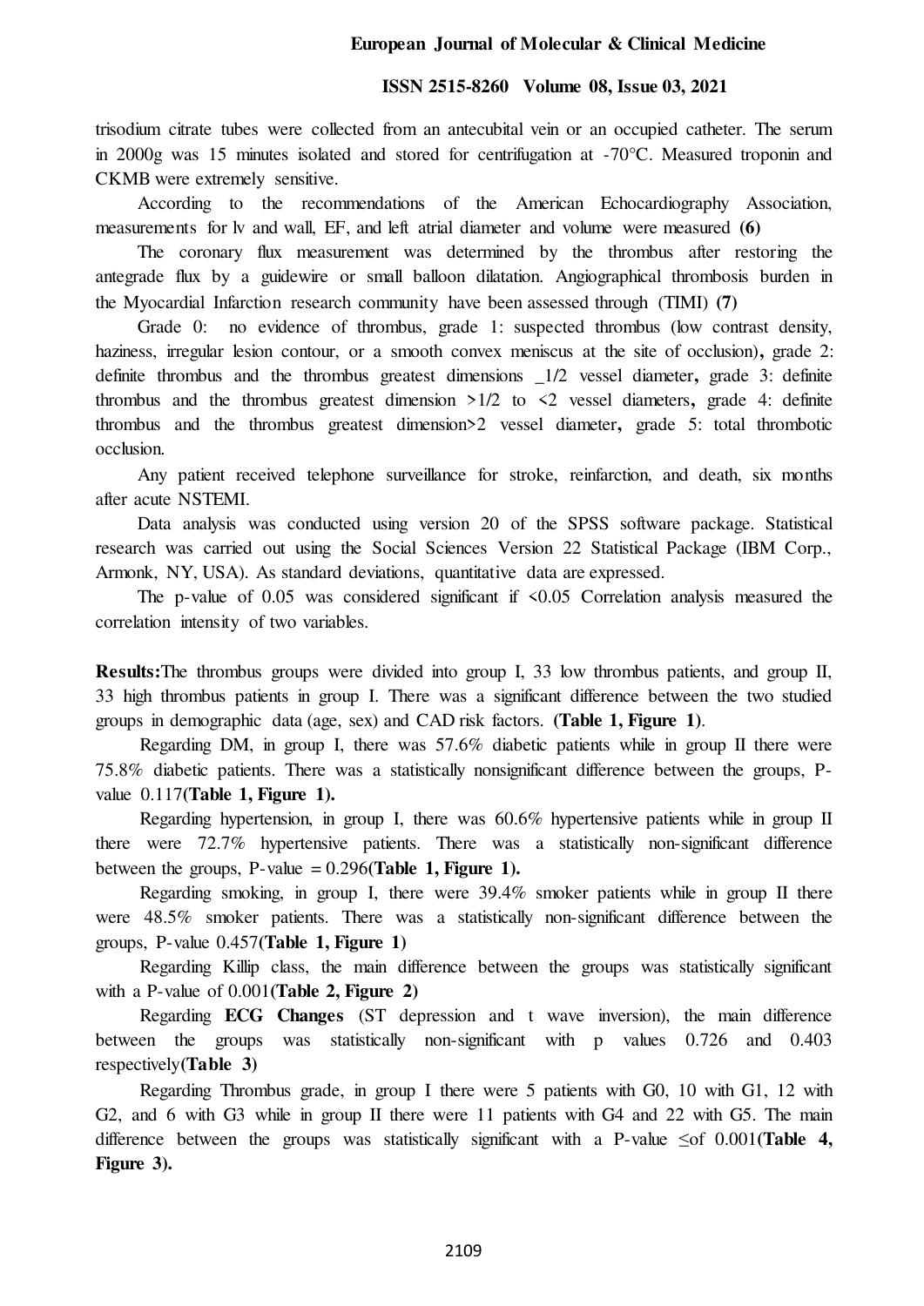trisodium citrate tubes were collected from an antecubital vein or an occupied catheter. The serum in 2000g was 15 minutes isolated and stored for centrifugation at -70°C. Measured troponin and CKMB were extremely sensitive.

According to the recommendations of the American Echocardiography Association, measurements for lv and wall, EF, and left atrial diameter and volume were measured **(6)**

The coronary flux measurement was determined by the thrombus after restoring the antegrade flux by a guidewire or small balloon dilatation. Angiographical thrombosis burden in the Myocardial Infarction research community have been assessed through (TIMI) **(7)**

Grade 0: no evidence of thrombus, grade 1: suspected thrombus (low contrast density, haziness, irregular lesion contour, or a smooth convex meniscus at the site of occlusion)**,** grade 2: definite thrombus and the thrombus greatest dimensions _1/2 vessel diameter**,** grade 3: definite thrombus and the thrombus greatest dimension >1/2 to <2 vessel diameters**,** grade 4: definite thrombus and the thrombus greatest dimension>2 vessel diameter**,** grade 5: total thrombotic occlusion.

Any patient received telephone surveillance for stroke, reinfarction, and death, six months after acute NSTEMI.

Data analysis was conducted using version 20 of the SPSS software package. Statistical research was carried out using the Social Sciences Version 22 Statistical Package (IBM Corp., Armonk, NY, USA). As standard deviations, quantitative data are expressed.

The p-value of 0.05 was considered significant if <0.05 Correlation analysis measured the correlation intensity of two variables.

**Results:**The thrombus groups were divided into group I, 33 low thrombus patients, and group II, 33 high thrombus patients in group I. There was a significant difference between the two studied groups in demographic data (age, sex) and CAD risk factors. **(Table 1, Figure 1)**.

Regarding DM, in group I, there was 57.6% diabetic patients while in group II there were 75.8% diabetic patients. There was a statistically nonsignificant difference between the groups, P-value 0.117**(Table 1, Figure 1).**

Regarding hypertension, in group I, there was 60.6% hypertensive patients while in group II there were 72.7% hypertensive patients. There was a statistically non-significant difference between the groups, P-value = 0.296**(Table 1, Figure 1).**

Regarding smoking, in group I, there were 39.4% smoker patients while in group II there were 48.5% smoker patients. There was a statistically non-significant difference between the groups, P-value 0.457**(Table 1, Figure 1)**

Regarding Killip class, the main difference between the groups was statistically significant with a P-value of 0.001**(Table 2, Figure 2)**

Regarding **ECG Changes** (ST depression and t wave inversion), the main difference between the groups was statistically non-significant with p values 0.726 and 0.403 respectively**(Table 3)**

Regarding Thrombus grade, in group I there were 5 patients with G0, 10 with G1, 12 with G2, and 6 with G3 while in group II there were 11 patients with G4 and 22 with G5. The main difference between the groups was statistically significant with a P-value ≤of 0.001**(Table 4, Figure 3).**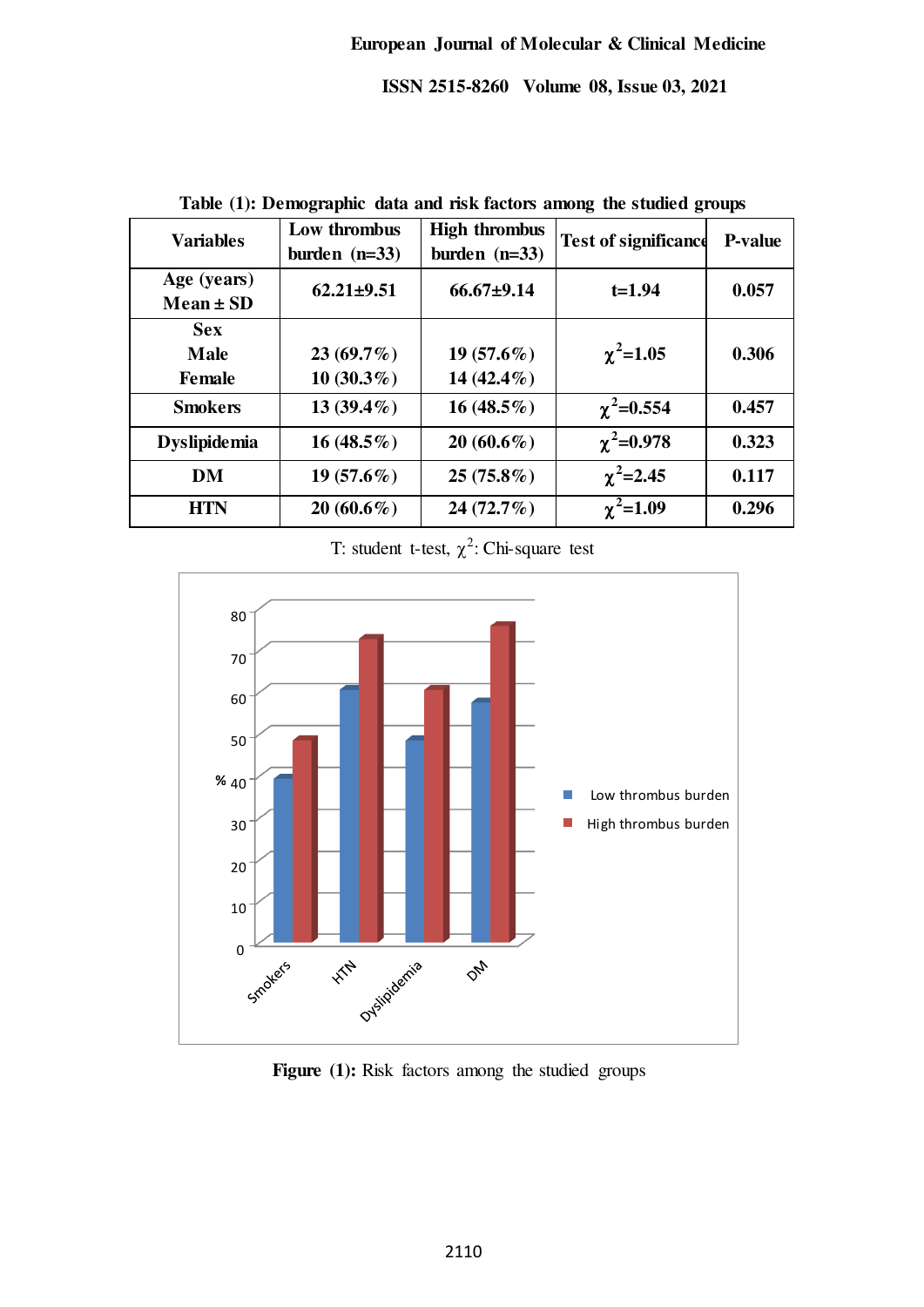**Table (1): Demographic data and risk factors among the studied groups**

| Variables | Low thrombus burden (n=33) | High thrombus burden (n=33) | Test of significance | P-value |
|---|---|---|---|---|
| Age (years) Mean ± SD | 62.21±9.51 | 66.67±9.14 | t=1.94 | 0.057 |
| Sex<br>Male<br>Female | <br>23 (69.7%)<br>10 (30.3%) | <br>19 (57.6%)<br>14 (42.4%) | $\chi^2$=1.05 | 0.306 |
| Smokers | 13 (39.4%) | 16 (48.5%) | $\chi^2$=0.554 | 0.457 |
| Dyslipidemia | 16 (48.5%) | 20 (60.6%) | $\chi^2$=0.978 | 0.323 |
| DM | 19 (57.6%) | 25 (75.8%) | $\chi^2$=2.45 | 0.117 |
| HTN | 20 (60.6%) | 24 (72.7%) | $\chi^2$=1.09 | 0.296 |

T: student t-test, $\chi^2$: Chi-square test

**Figure (1):** Risk factors among the studied groups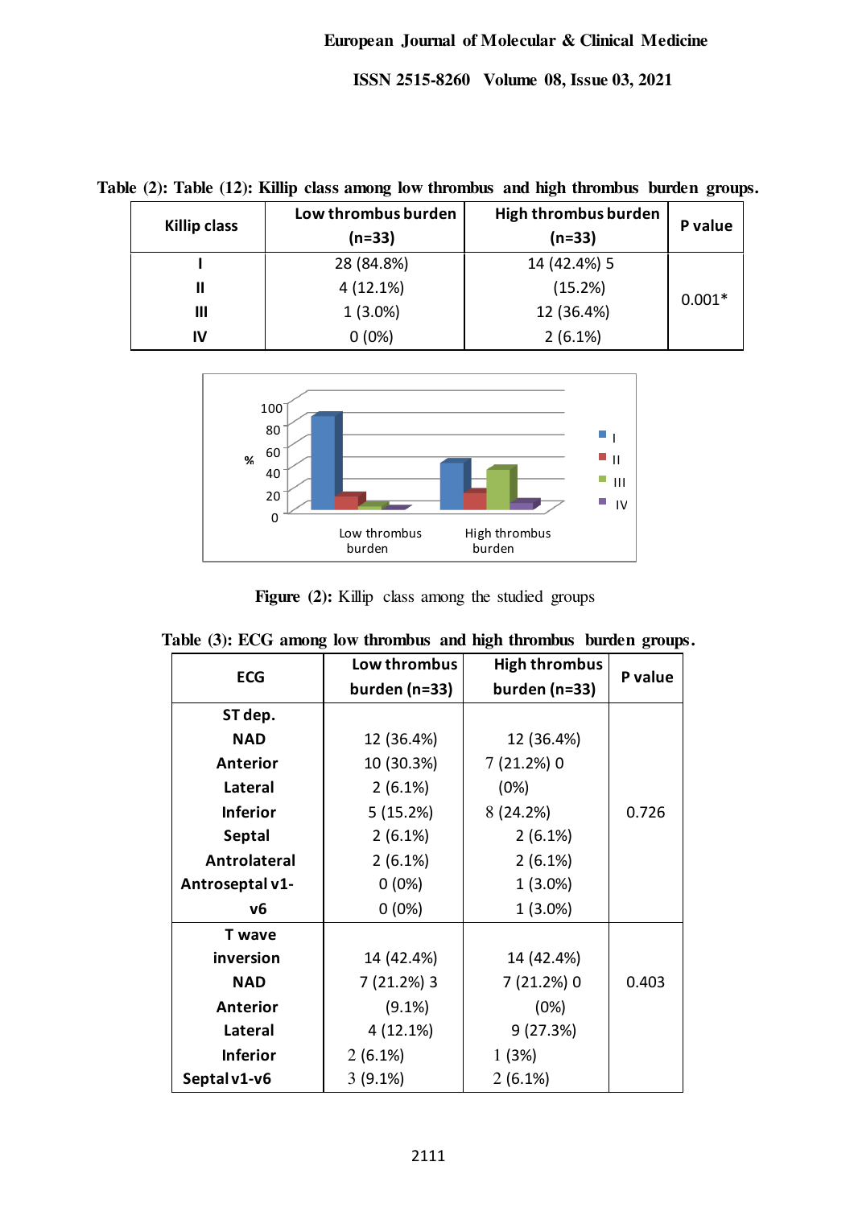**Table (2): Table (12): Killip class among low thrombus and high thrombus burden groups.**

| Killip class | Low thrombus burden (n=33) | High thrombus burden (n=33) | P value |
|---|---|---|---|
| I | 28 (84.8%) | 14 (42.4%) | 0.001* |
| II | 4 (12.1%) | 5 (15.2%) | |
| III | 1 (3.0%) | 12 (36.4%) | |
| IV | 0 (0%) | 2 (6.1%) | |

**Figure (2):** Killip class among the studied groups

**Table (3): ECG among low thrombus and high thrombus burden groups.**

| ECG | Low thrombus burden (n=33) | High thrombus burden (n=33) | P value |
|---|---|---|---|
| **ST dep.** | | | 0.726 |
| NAD | 12 (36.4%) | 12 (36.4%) | |
| Anterior | 10 (30.3%) | 7 (21.2%) | |
| Lateral | 2 (6.1%) | 0 (0%) | |
| Inferior | 5 (15.2%) | 8 (24.2%) | |
| Septal | 2 (6.1%) | 2 (6.1%) | |
| Antrolateral | 2 (6.1%) | 2 (6.1%) | |
| Antroseptal v1- | 0 (0%) | 1 (3.0%) | |
| v6 | 0 (0%) | 1 (3.0%) | |
| **T wave inversion** | | | 0.403 |
| NAD | 14 (42.4%) | 14 (42.4%) | |
| Anterior | 7 (21.2%) | 7 (21.2%) | |
| Lateral | 3 (9.1%) | 0 (0%) | |
| Inferior | 4 (12.1%) | 9 (27.3%) | |
| Septal v1-v6 | 2 (6.1%) | 1 (3%) | |
| | 3 (9.1%) | 2 (6.1%) | |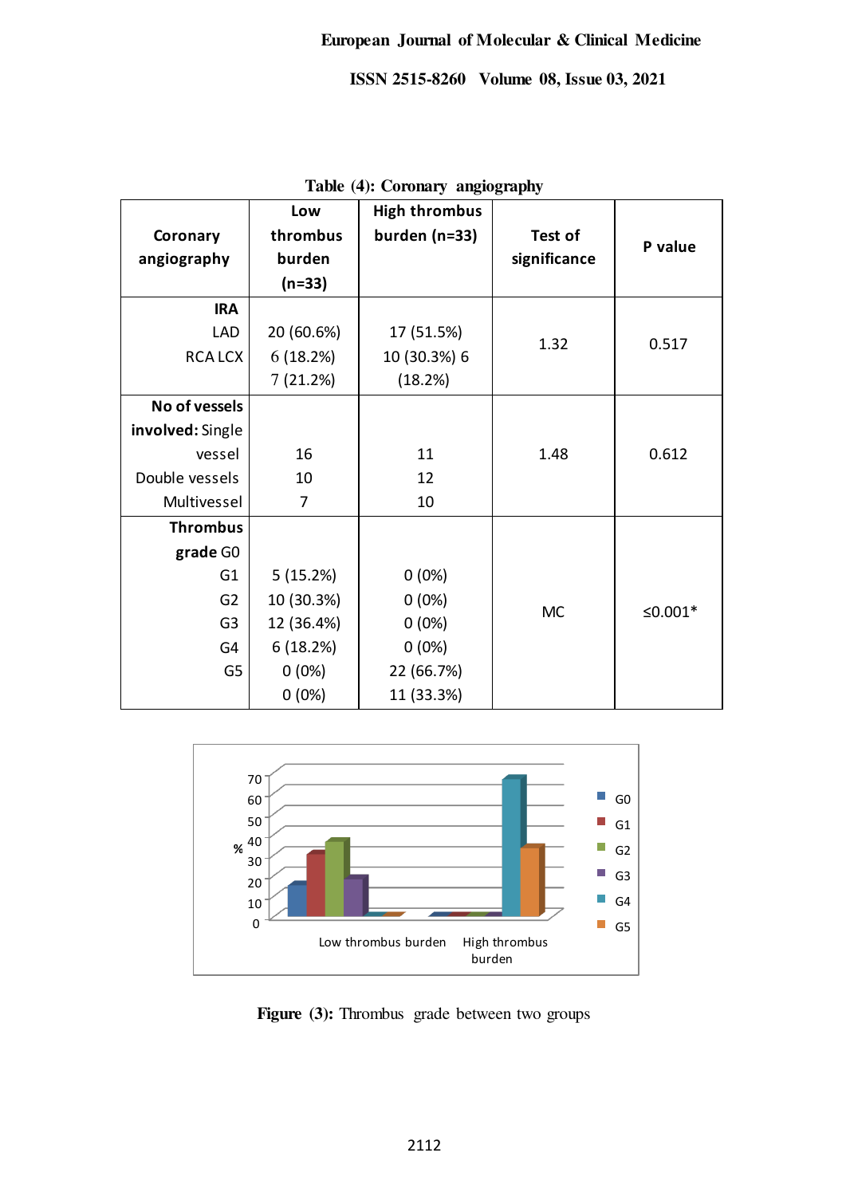**Table (4): Coronary angiography**

| Coronary angiography | Low thrombus burden (n=33) | High thrombus burden (n=33) | Test of significance | P value |
|---|---|---|---|---|
| **IRA** | | | | |
| LAD | 20 (60.6%) | 17 (51.5%) | 1.32 | 0.517 |
| RCA LCX | 6 (18.2%) 7 (21.2%) | 10 (30.3%) 6 (18.2%) | | |
| **No of vessels involved:** Single vessel | 16 | 11 | 1.48 | 0.612 |
| Double vessels | 10 | 12 | | |
| Multivessel | 7 | 10 | | |
| **Thrombus grade** G0 | 5 (15.2%) | 0 (0%) | MC | ≤0.001* |
| G1 | 10 (30.3%) | 0 (0%) | | |
| G2 | 12 (36.4%) | 0 (0%) | | |
| G3 | 6 (18.2%) | 0 (0%) | | |
| G4 | 0 (0%) | 22 (66.7%) | | |
| G5 | 0 (0%) | 11 (33.3%) | | |

**Figure (3):** Thrombus grade between two groups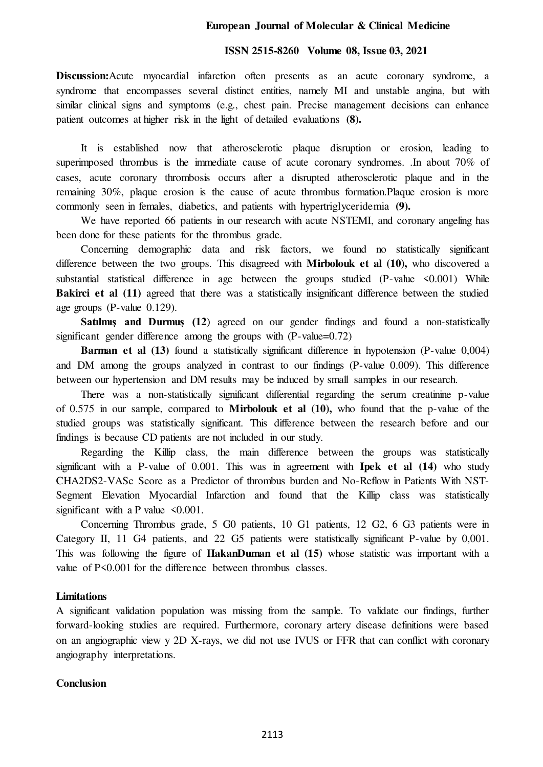**Discussion:**Acute myocardial infarction often presents as an acute coronary syndrome, a syndrome that encompasses several distinct entities, namely MI and unstable angina, but with similar clinical signs and symptoms (e.g., chest pain. Precise management decisions can enhance patient outcomes at higher risk in the light of detailed evaluations **(8).**

It is established now that atherosclerotic plaque disruption or erosion, leading to superimposed thrombus is the immediate cause of acute coronary syndromes. .In about 70% of cases, acute coronary thrombosis occurs after a disrupted atherosclerotic plaque and in the remaining 30%, plaque erosion is the cause of acute thrombus formation.Plaque erosion is more commonly seen in females, diabetics, and patients with hypertriglyceridemia **(9).**

We have reported 66 patients in our research with acute NSTEMI, and coronary angeling has been done for these patients for the thrombus grade.

Concerning demographic data and risk factors, we found no statistically significant difference between the two groups. This disagreed with **Mirbolouk et al (10),** who discovered a substantial statistical difference in age between the groups studied (P-value <0.001) While **Bakirci et al (11)** agreed that there was a statistically insignificant difference between the studied age groups (P-value 0.129).

**Satılmış and Durmuş (12**) agreed on our gender findings and found a non-statistically significant gender difference among the groups with (P-value=0.72)

**Barman et al (13)** found a statistically significant difference in hypotension (P-value 0,004) and DM among the groups analyzed in contrast to our findings (P-value 0.009). This difference between our hypertension and DM results may be induced by small samples in our research.

There was a non-statistically significant differential regarding the serum creatinine p-value of 0.575 in our sample, compared to **Mirbolouk et al (10),** who found that the p-value of the studied groups was statistically significant. This difference between the research before and our findings is because CD patients are not included in our study.

Regarding the Killip class, the main difference between the groups was statistically significant with a P-value of 0.001. This was in agreement with **Ipek et al (14)** who study CHA2DS2-VASc Score as a Predictor of thrombus burden and No-Reflow in Patients With NST-Segment Elevation Myocardial Infarction and found that the Killip class was statistically significant with a P value <0.001.

Concerning Thrombus grade, 5 G0 patients, 10 G1 patients, 12 G2, 6 G3 patients were in Category II, 11 G4 patients, and 22 G5 patients were statistically significant P-value by 0,001. This was following the figure of **HakanDuman et al (15)** whose statistic was important with a value of P<0.001 for the difference between thrombus classes.

**Limitations**

A significant validation population was missing from the sample. To validate our findings, further forward-looking studies are required. Furthermore, coronary artery disease definitions were based on an angiographic view y 2D X-rays, we did not use IVUS or FFR that can conflict with coronary angiography interpretations.

**Conclusion**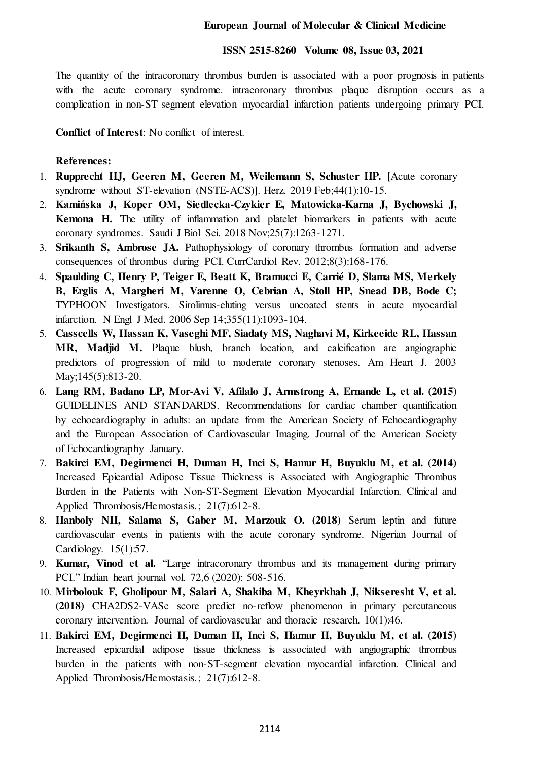The quantity of the intracoronary thrombus burden is associated with a poor prognosis in patients with the acute coronary syndrome. intracoronary thrombus plaque disruption occurs as a complication in non-ST segment elevation myocardial infarction patients undergoing primary PCI.

**Conflict of Interest**: No conflict of interest.

**References:**

1. **Rupprecht HJ, Geeren M, Geeren M, Weilemann S, Schuster HP.** [Acute coronary syndrome without ST-elevation (NSTE-ACS)]. Herz. 2019 Feb;44(1):10-15.
2. **Kamińska J, Koper OM, Siedlecka-Czykier E, Matowicka-Karna J, Bychowski J, Kemona H.** The utility of inflammation and platelet biomarkers in patients with acute coronary syndromes. Saudi J Biol Sci. 2018 Nov;25(7):1263-1271.
3. **Srikanth S, Ambrose JA.** Pathophysiology of coronary thrombus formation and adverse consequences of thrombus during PCI. CurrCardiol Rev. 2012;8(3):168-176.
4. **Spaulding C, Henry P, Teiger E, Beatt K, Bramucci E, Carrié D, Slama MS, Merkely B, Erglis A, Margheri M, Varenne O, Cebrian A, Stoll HP, Snead DB, Bode C;** TYPHOON Investigators. Sirolimus-eluting versus uncoated stents in acute myocardial infarction. N Engl J Med. 2006 Sep 14;355(11):1093-104.
5. **Casscells W, Hassan K, Vaseghi MF, Siadaty MS, Naghavi M, Kirkeeide RL, Hassan MR, Madjid M.** Plaque blush, branch location, and calcification are angiographic predictors of progression of mild to moderate coronary stenoses. Am Heart J. 2003 May;145(5):813-20.
6. **Lang RM, Badano LP, Mor-Avi V, Afilalo J, Armstrong A, Ernande L, et al. (2015)** GUIDELINES AND STANDARDS. Recommendations for cardiac chamber quantification by echocardiography in adults: an update from the American Society of Echocardiography and the European Association of Cardiovascular Imaging. Journal of the American Society of Echocardiography January.
7. **Bakirci EM, Degirmenci H, Duman H, Inci S, Hamur H, Buyuklu M, et al. (2014)** Increased Epicardial Adipose Tissue Thickness is Associated with Angiographic Thrombus Burden in the Patients with Non-ST-Segment Elevation Myocardial Infarction. Clinical and Applied Thrombosis/Hemostasis.; 21(7):612-8.
8. **Hanboly NH, Salama S, Gaber M, Marzouk O. (2018)** Serum leptin and future cardiovascular events in patients with the acute coronary syndrome. Nigerian Journal of Cardiology. 15(1):57.
9. **Kumar, Vinod et al.** "Large intracoronary thrombus and its management during primary PCI." Indian heart journal vol. 72,6 (2020): 508-516.
10. **Mirbolouk F, Gholipour M, Salari A, Shakiba M, Kheyrkhah J, Nikseresht V, et al. (2018)** CHA2DS2-VASc score predict no-reflow phenomenon in primary percutaneous coronary intervention. Journal of cardiovascular and thoracic research. 10(1):46.
11. **Bakirci EM, Degirmenci H, Duman H, Inci S, Hamur H, Buyuklu M, et al. (2015)** Increased epicardial adipose tissue thickness is associated with angiographic thrombus burden in the patients with non-ST-segment elevation myocardial infarction. Clinical and Applied Thrombosis/Hemostasis.; 21(7):612-8.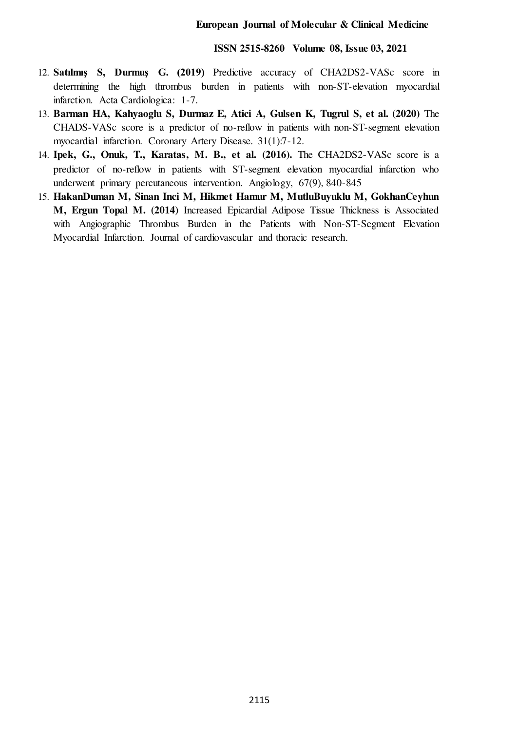12. **Satılmış S, Durmuş G. (2019)** Predictive accuracy of CHA2DS2-VASc score in determining the high thrombus burden in patients with non-ST-elevation myocardial infarction. Acta Cardiologica: 1-7.
13. **Barman HA, Kahyaoglu S, Durmaz E, Atici A, Gulsen K, Tugrul S, et al. (2020)** The CHADS-VASc score is a predictor of no-reflow in patients with non-ST-segment elevation myocardial infarction. Coronary Artery Disease. 31(1):7-12.
14. **Ipek, G., Onuk, T., Karatas, M. B., et al. (2016).** The CHA2DS2-VASc score is a predictor of no-reflow in patients with ST-segment elevation myocardial infarction who underwent primary percutaneous intervention. Angiology, 67(9), 840-845
15. **HakanDuman M, Sinan Inci M, Hikmet Hamur M, MutluBuyuklu M, GokhanCeyhun M, Ergun Topal M. (2014)** Increased Epicardial Adipose Tissue Thickness is Associated with Angiographic Thrombus Burden in the Patients with Non-ST-Segment Elevation Myocardial Infarction. Journal of cardiovascular and thoracic research.